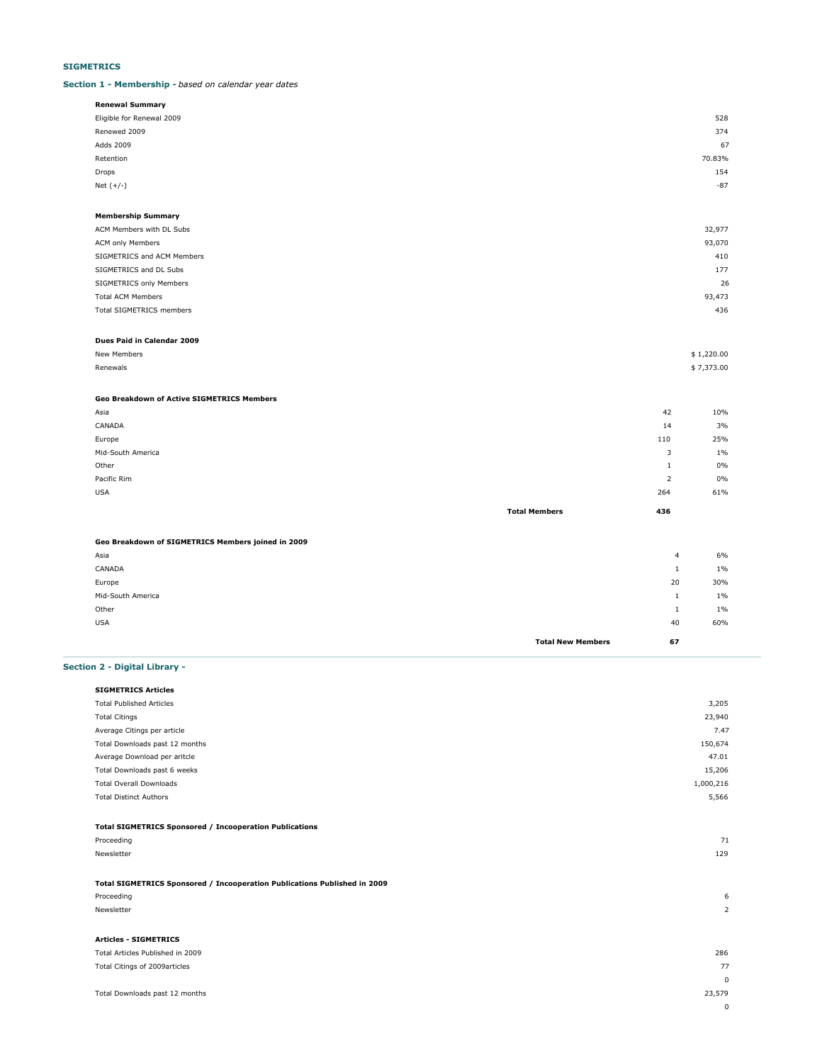# SIGMETRICS

## Section 1 - Membership - *based on calendar year dates*

**Renewal Summary**

| | |
|---|---|
| Eligible for Renewal 2009 | 528 |
| Renewed 2009 | 374 |
| Adds 2009 | 67 |
| Retention | 70.83% |
| Drops | 154 |
| Net (+/-) | -87 |

**Membership Summary**

| | |
|---|---|
| ACM Members with DL Subs | 32,977 |
| ACM only Members | 93,070 |
| SIGMETRICS and ACM Members | 410 |
| SIGMETRICS and DL Subs | 177 |
| SIGMETRICS only Members | 26 |
| Total ACM Members | 93,473 |
| Total SIGMETRICS members | 436 |

**Dues Paid in Calendar 2009**

| | |
|---|---|
| New Members | $ 1,220.00 |
| Renewals | $ 7,373.00 |

**Geo Breakdown of Active SIGMETRICS Members**

| | | |
|---|---|---|
| Asia | 42 | 10% |
| CANADA | 14 | 3% |
| Europe | 110 | 25% |
| Mid-South America | 3 | 1% |
| Other | 1 | 0% |
| Pacific Rim | 2 | 0% |
| USA | 264 | 61% |
| **Total Members** | **436** | |

**Geo Breakdown of SIGMETRICS Members joined in 2009**

| | | |
|---|---|---|
| Asia | 4 | 6% |
| CANADA | 1 | 1% |
| Europe | 20 | 30% |
| Mid-South America | 1 | 1% |
| Other | 1 | 1% |
| USA | 40 | 60% |
| **Total New Members** | **67** | |

## Section 2 - Digital Library -

**SIGMETRICS Articles**

| | |
|---|---|
| Total Published Articles | 3,205 |
| Total Citings | 23,940 |
| Average Citings per article | 7.47 |
| Total Downloads past 12 months | 150,674 |
| Average Download per aritcle | 47.01 |
| Total Downloads past 6 weeks | 15,206 |
| Total Overall Downloads | 1,000,216 |
| Total Distinct Authors | 5,566 |

**Total SIGMETRICS Sponsored / Incooperation Publications**

| | |
|---|---|
| Proceeding | 71 |
| Newsletter | 129 |

**Total SIGMETRICS Sponsored / Incooperation Publications Published in 2009**

| | |
|---|---|
| Proceeding | 6 |
| Newsletter | 2 |

**Articles - SIGMETRICS**

| | |
|---|---|
| Total Articles Published in 2009 | 286 |
| Total Citings of 2009articles | 77 |
| | 0 |
| Total Downloads past 12 months | 23,579 |
| | 0 |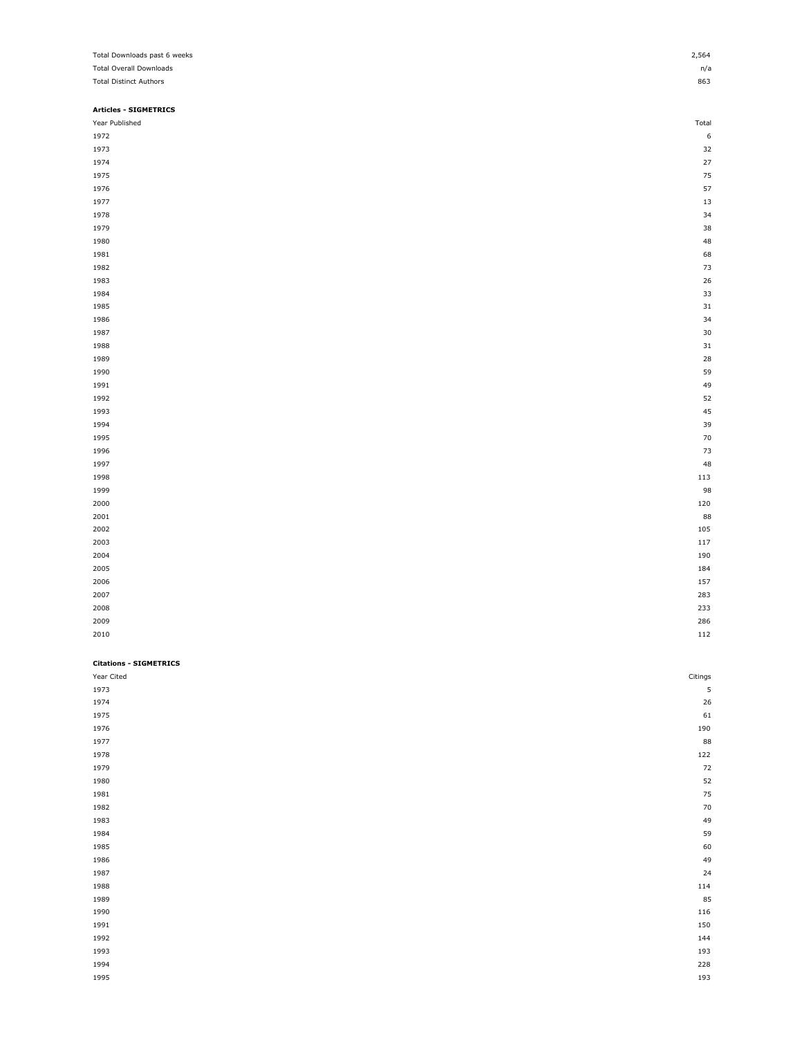| | |
|---|---|
| Total Downloads past 6 weeks | 2,564 |
| Total Overall Downloads | n/a |
| Total Distinct Authors | 863 |

**Articles - SIGMETRICS**

| Year Published | Total |
|---|---|
| 1972 | 6 |
| 1973 | 32 |
| 1974 | 27 |
| 1975 | 75 |
| 1976 | 57 |
| 1977 | 13 |
| 1978 | 34 |
| 1979 | 38 |
| 1980 | 48 |
| 1981 | 68 |
| 1982 | 73 |
| 1983 | 26 |
| 1984 | 33 |
| 1985 | 31 |
| 1986 | 34 |
| 1987 | 30 |
| 1988 | 31 |
| 1989 | 28 |
| 1990 | 59 |
| 1991 | 49 |
| 1992 | 52 |
| 1993 | 45 |
| 1994 | 39 |
| 1995 | 70 |
| 1996 | 73 |
| 1997 | 48 |
| 1998 | 113 |
| 1999 | 98 |
| 2000 | 120 |
| 2001 | 88 |
| 2002 | 105 |
| 2003 | 117 |
| 2004 | 190 |
| 2005 | 184 |
| 2006 | 157 |
| 2007 | 283 |
| 2008 | 233 |
| 2009 | 286 |
| 2010 | 112 |

**Citations - SIGMETRICS**

| Year Cited | Citings |
|---|---|
| 1973 | 5 |
| 1974 | 26 |
| 1975 | 61 |
| 1976 | 190 |
| 1977 | 88 |
| 1978 | 122 |
| 1979 | 72 |
| 1980 | 52 |
| 1981 | 75 |
| 1982 | 70 |
| 1983 | 49 |
| 1984 | 59 |
| 1985 | 60 |
| 1986 | 49 |
| 1987 | 24 |
| 1988 | 114 |
| 1989 | 85 |
| 1990 | 116 |
| 1991 | 150 |
| 1992 | 144 |
| 1993 | 193 |
| 1994 | 228 |
| 1995 | 193 |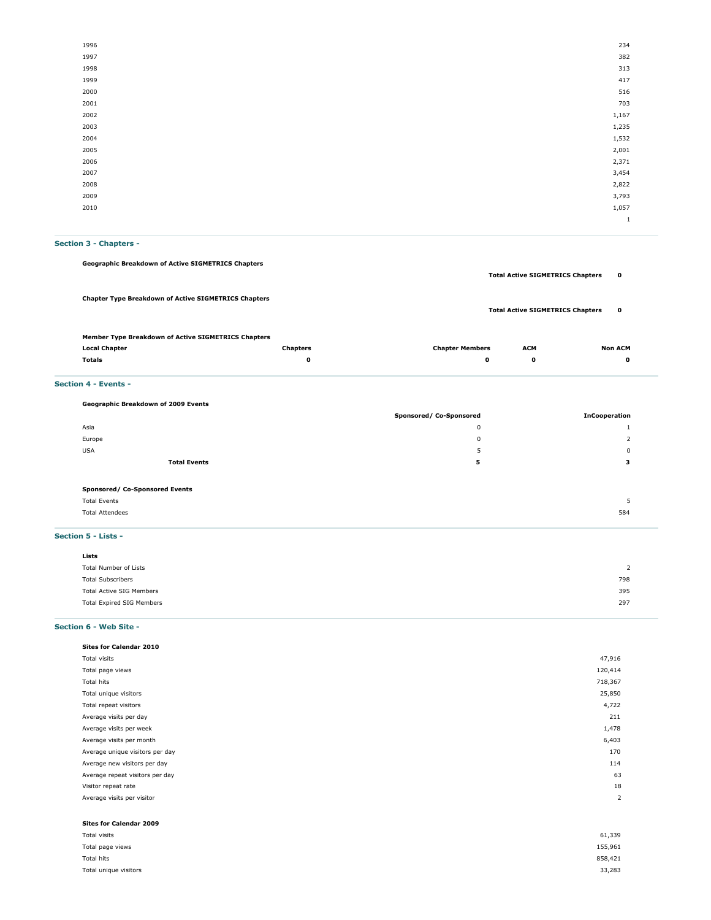| | |
|---|---|
| 1996 | 234 |
| 1997 | 382 |
| 1998 | 313 |
| 1999 | 417 |
| 2000 | 516 |
| 2001 | 703 |
| 2002 | 1,167 |
| 2003 | 1,235 |
| 2004 | 1,532 |
| 2005 | 2,001 |
| 2006 | 2,371 |
| 2007 | 3,454 |
| 2008 | 2,822 |
| 2009 | 3,793 |
| 2010 | 1,057 |
| | 1 |

## Section 3 - Chapters -

**Geographic Breakdown of Active SIGMETRICS Chapters**

**Total Active SIGMETRICS Chapters** **0**

**Chapter Type Breakdown of Active SIGMETRICS Chapters**

**Total Active SIGMETRICS Chapters** **0**

**Member Type Breakdown of Active SIGMETRICS Chapters**

| Local Chapter | Chapters | Chapter Members | ACM | Non ACM |
|---|---|---|---|---|
| **Totals** | **0** | **0** | **0** | **0** |

## Section 4 - Events -

**Geographic Breakdown of 2009 Events**

| | Sponsored/ Co-Sponsored | InCooperation |
|---|---|---|
| Asia | 0 | 1 |
| Europe | 0 | 2 |
| USA | 5 | 0 |
| **Total Events** | **5** | **3** |

**Sponsored/ Co-Sponsored Events**

| | |
|---|---|
| Total Events | 5 |
| Total Attendees | 584 |

## Section 5 - Lists -

**Lists**

| | |
|---|---|
| Total Number of Lists | 2 |
| Total Subscribers | 798 |
| Total Active SIG Members | 395 |
| Total Expired SIG Members | 297 |

## Section 6 - Web Site -

**Sites for Calendar 2010**

| | |
|---|---|
| Total visits | 47,916 |
| Total page views | 120,414 |
| Total hits | 718,367 |
| Total unique visitors | 25,850 |
| Total repeat visitors | 4,722 |
| Average visits per day | 211 |
| Average visits per week | 1,478 |
| Average visits per month | 6,403 |
| Average unique visitors per day | 170 |
| Average new visitors per day | 114 |
| Average repeat visitors per day | 63 |
| Visitor repeat rate | 18 |
| Average visits per visitor | 2 |

**Sites for Calendar 2009**

| | |
|---|---|
| Total visits | 61,339 |
| Total page views | 155,961 |
| Total hits | 858,421 |
| Total unique visitors | 33,283 |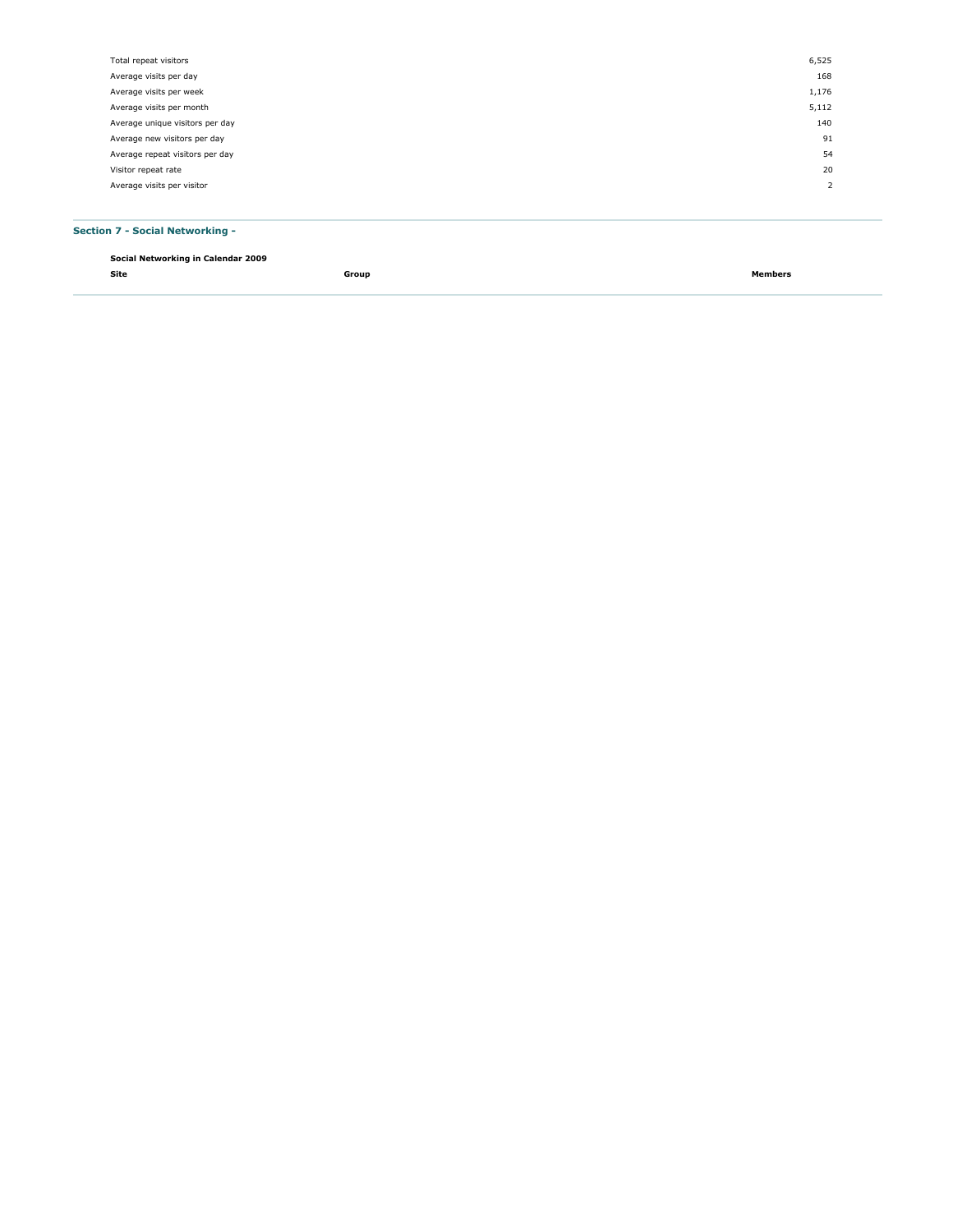| | |
|---|---|
| Total repeat visitors | 6,525 |
| Average visits per day | 168 |
| Average visits per week | 1,176 |
| Average visits per month | 5,112 |
| Average unique visitors per day | 140 |
| Average new visitors per day | 91 |
| Average repeat visitors per day | 54 |
| Visitor repeat rate | 20 |
| Average visits per visitor | 2 |

## Section 7 - Social Networking -

**Social Networking in Calendar 2009**

| Site | Group | Members |
|---|---|---|